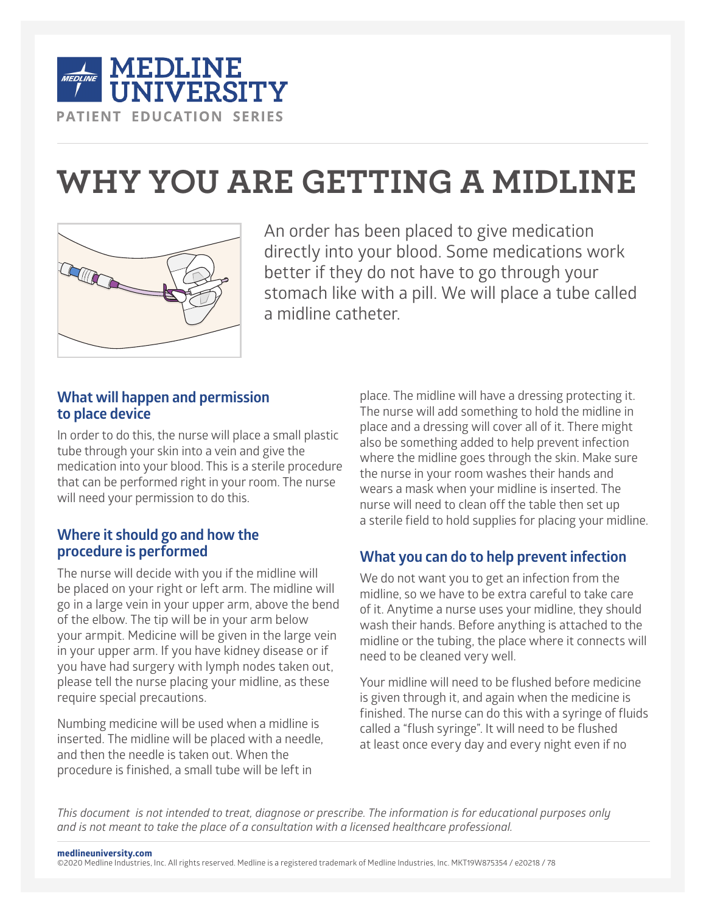MEDLINE UNIVERSITY

PATIENT EDUCATION SERIES

# WHY YOU ARE GETTING A MIDLINE

An order has been placed to give medication directly into your blood. Some medications work better if they do not have to go through your stomach like with a pill. We will place a tube called a midline catheter.

## What will happen and permission to place device

In order to do this, the nurse will place a small plastic tube through your skin into a vein and give the medication into your blood. This is a sterile procedure that can be performed right in your room. The nurse will need your permission to do this.

## Where it should go and how the procedure is performed

The nurse will decide with you if the midline will be placed on your right or left arm. The midline will go in a large vein in your upper arm, above the bend of the elbow. The tip will be in your arm below your armpit. Medicine will be given in the large vein in your upper arm. If you have kidney disease or if you have had surgery with lymph nodes taken out, please tell the nurse placing your midline, as these require special precautions.

Numbing medicine will be used when a midline is inserted. The midline will be placed with a needle, and then the needle is taken out. When the procedure is finished, a small tube will be left in place. The midline will have a dressing protecting it. The nurse will add something to hold the midline in place and a dressing will cover all of it. There might also be something added to help prevent infection where the midline goes through the skin. Make sure the nurse in your room washes their hands and wears a mask when your midline is inserted. The nurse will need to clean off the table then set up a sterile field to hold supplies for placing your midline.

## What you can do to help prevent infection

We do not want you to get an infection from the midline, so we have to be extra careful to take care of it. Anytime a nurse uses your midline, they should wash their hands. Before anything is attached to the midline or the tubing, the place where it connects will need to be cleaned very well.

Your midline will need to be flushed before medicine is given through it, and again when the medicine is finished. The nurse can do this with a syringe of fluids called a "flush syringe". It will need to be flushed at least once every day and every night even if no

*This document is not intended to treat, diagnose or prescribe. The information is for educational purposes only and is not meant to take the place of a consultation with a licensed healthcare professional.*

**medlineuniversity.com**
©2020 Medline Industries, Inc. All rights reserved. Medline is a registered trademark of Medline Industries, Inc. MKT19W875354 / e20218 / 78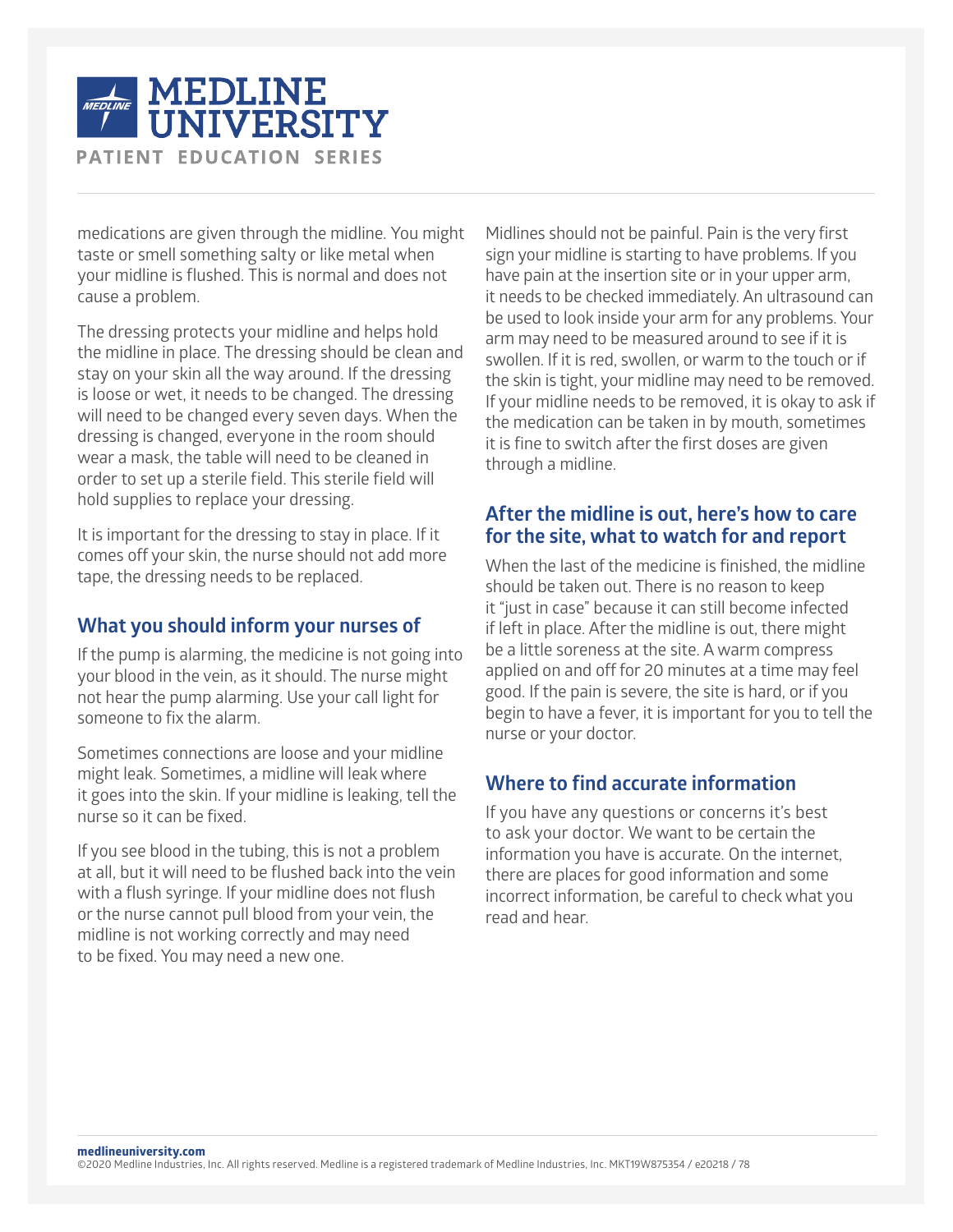medications are given through the midline. You might taste or smell something salty or like metal when your midline is flushed. This is normal and does not cause a problem.

The dressing protects your midline and helps hold the midline in place. The dressing should be clean and stay on your skin all the way around. If the dressing is loose or wet, it needs to be changed. The dressing will need to be changed every seven days. When the dressing is changed, everyone in the room should wear a mask, the table will need to be cleaned in order to set up a sterile field. This sterile field will hold supplies to replace your dressing.

It is important for the dressing to stay in place. If it comes off your skin, the nurse should not add more tape, the dressing needs to be replaced.

## What you should inform your nurses of

If the pump is alarming, the medicine is not going into your blood in the vein, as it should. The nurse might not hear the pump alarming. Use your call light for someone to fix the alarm.

Sometimes connections are loose and your midline might leak. Sometimes, a midline will leak where it goes into the skin. If your midline is leaking, tell the nurse so it can be fixed.

If you see blood in the tubing, this is not a problem at all, but it will need to be flushed back into the vein with a flush syringe. If your midline does not flush or the nurse cannot pull blood from your vein, the midline is not working correctly and may need to be fixed. You may need a new one.

Midlines should not be painful. Pain is the very first sign your midline is starting to have problems. If you have pain at the insertion site or in your upper arm, it needs to be checked immediately. An ultrasound can be used to look inside your arm for any problems. Your arm may need to be measured around to see if it is swollen. If it is red, swollen, or warm to the touch or if the skin is tight, your midline may need to be removed. If your midline needs to be removed, it is okay to ask if the medication can be taken in by mouth, sometimes it is fine to switch after the first doses are given through a midline.

## After the midline is out, here's how to care for the site, what to watch for and report

When the last of the medicine is finished, the midline should be taken out. There is no reason to keep it "just in case" because it can still become infected if left in place. After the midline is out, there might be a little soreness at the site. A warm compress applied on and off for 20 minutes at a time may feel good. If the pain is severe, the site is hard, or if you begin to have a fever, it is important for you to tell the nurse or your doctor.

## Where to find accurate information

If you have any questions or concerns it's best to ask your doctor. We want to be certain the information you have is accurate. On the internet, there are places for good information and some incorrect information, be careful to check what you read and hear.

**medlineuniversity.com**
©2020 Medline Industries, Inc. All rights reserved. Medline is a registered trademark of Medline Industries, Inc. MKT19W875354 / e20218 / 78